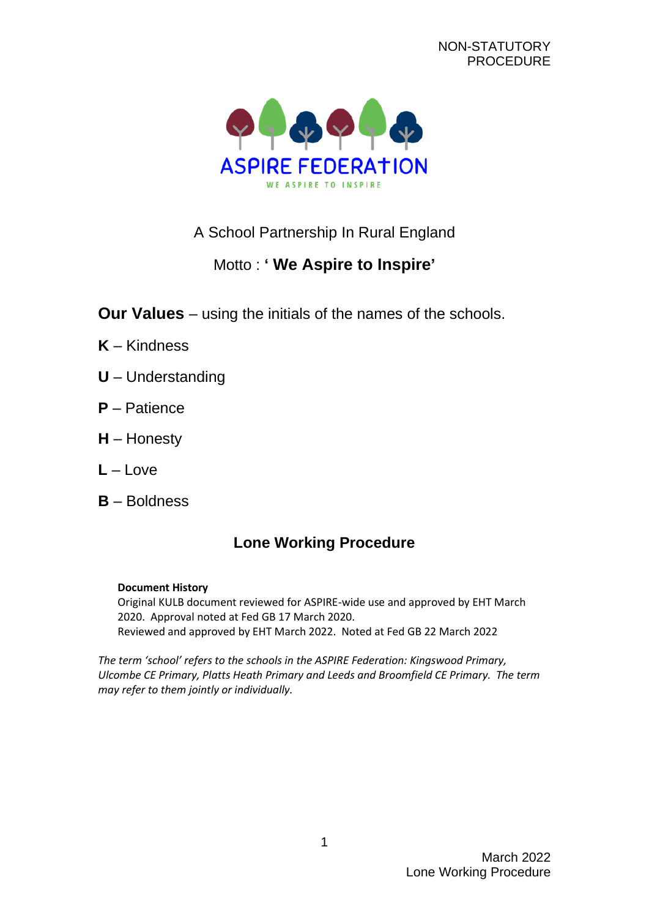NON-STATUTORY PROCEDURE

ASPIRE FEDERATION

WE ASPIRE TO INSPIRE

A School Partnership In Rural England

Motto : **' We Aspire to Inspire'**

**Our Values** – using the initials of the names of the schools.

**K** – Kindness

**U** – Understanding

**P** – Patience

**H** – Honesty

**L** – Love

**B** – Boldness

# Lone Working Procedure

**Document History**
Original KULB document reviewed for ASPIRE-wide use and approved by EHT March 2020. Approval noted at Fed GB 17 March 2020.
Reviewed and approved by EHT March 2022. Noted at Fed GB 22 March 2022

*The term 'school' refers to the schools in the ASPIRE Federation: Kingswood Primary, Ulcombe CE Primary, Platts Heath Primary and Leeds and Broomfield CE Primary. The term may refer to them jointly or individually.*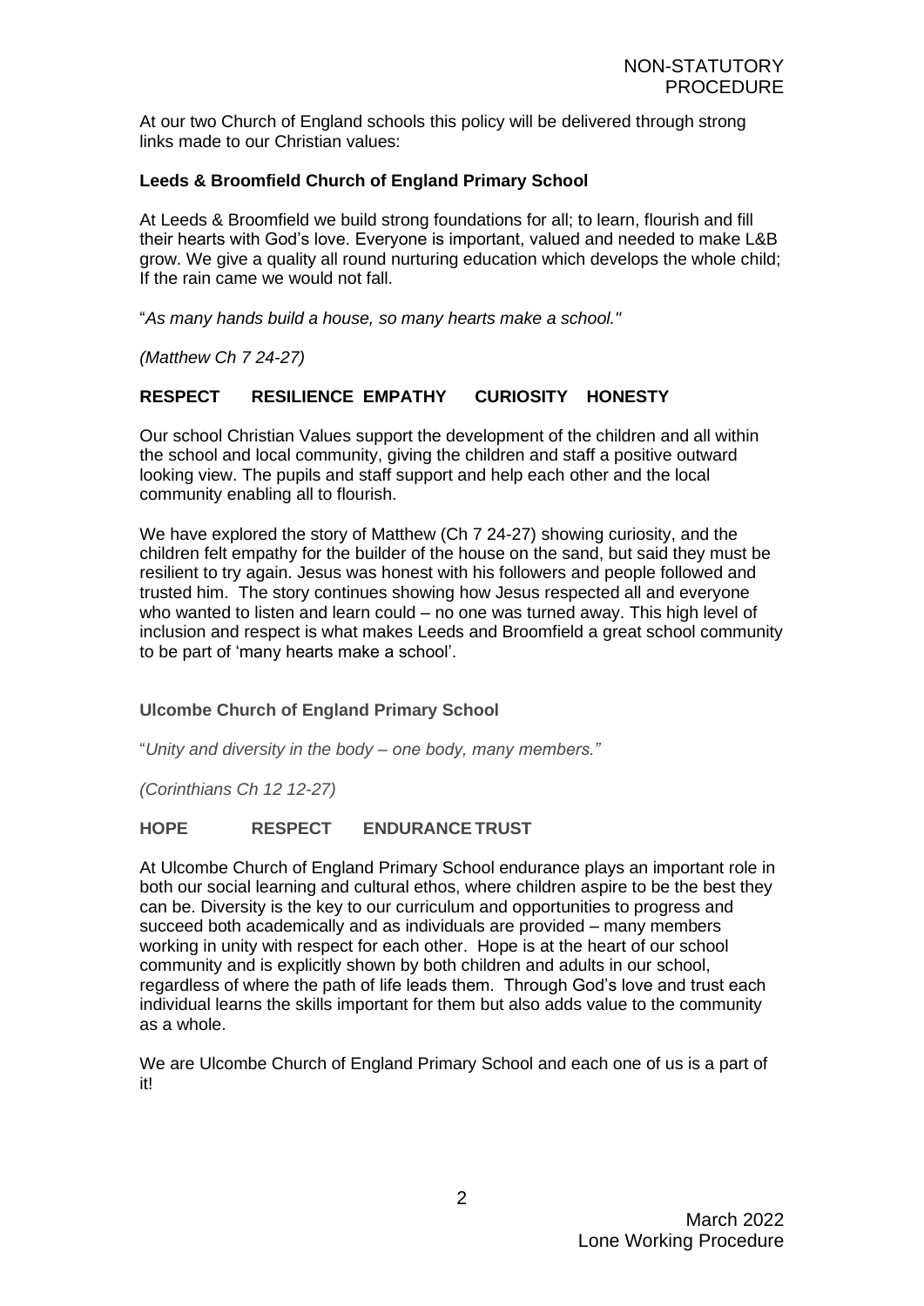At our two Church of England schools this policy will be delivered through strong links made to our Christian values:

**Leeds & Broomfield Church of England Primary School**

At Leeds & Broomfield we build strong foundations for all; to learn, flourish and fill their hearts with God's love. Everyone is important, valued and needed to make L&B grow. We give a quality all round nurturing education which develops the whole child; If the rain came we would not fall.

"*As many hands build a house, so many hearts make a school."*

*(Matthew Ch 7 24-27)*

**RESPECT RESILIENCE EMPATHY CURIOSITY HONESTY**

Our school Christian Values support the development of the children and all within the school and local community, giving the children and staff a positive outward looking view. The pupils and staff support and help each other and the local community enabling all to flourish.

We have explored the story of Matthew (Ch 7 24-27) showing curiosity, and the children felt empathy for the builder of the house on the sand, but said they must be resilient to try again. Jesus was honest with his followers and people followed and trusted him. The story continues showing how Jesus respected all and everyone who wanted to listen and learn could – no one was turned away. This high level of inclusion and respect is what makes Leeds and Broomfield a great school community to be part of 'many hearts make a school'.

**Ulcombe Church of England Primary School**

"*Unity and diversity in the body – one body, many members."*

*(Corinthians Ch 12 12-27)*

**HOPE RESPECT ENDURANCE TRUST**

At Ulcombe Church of England Primary School endurance plays an important role in both our social learning and cultural ethos, where children aspire to be the best they can be. Diversity is the key to our curriculum and opportunities to progress and succeed both academically and as individuals are provided – many members working in unity with respect for each other. Hope is at the heart of our school community and is explicitly shown by both children and adults in our school, regardless of where the path of life leads them. Through God's love and trust each individual learns the skills important for them but also adds value to the community as a whole.

We are Ulcombe Church of England Primary School and each one of us is a part of it!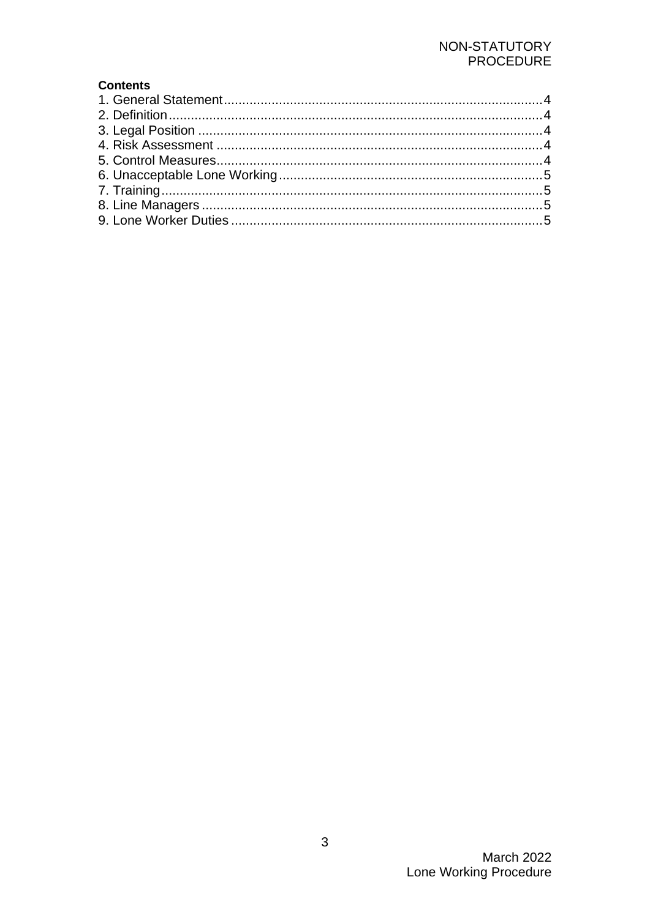**Contents**

1. General Statement....................................................................................4
2. Definition....................................................................................................4
3. Legal Position ............................................................................................4
4. Risk Assessment .......................................................................................4
5. Control Measures.......................................................................................4
6. Unacceptable Lone Working.......................................................................5
7. Training.......................................................................................................5
8. Line Managers ............................................................................................5
9. Lone Worker Duties ....................................................................................5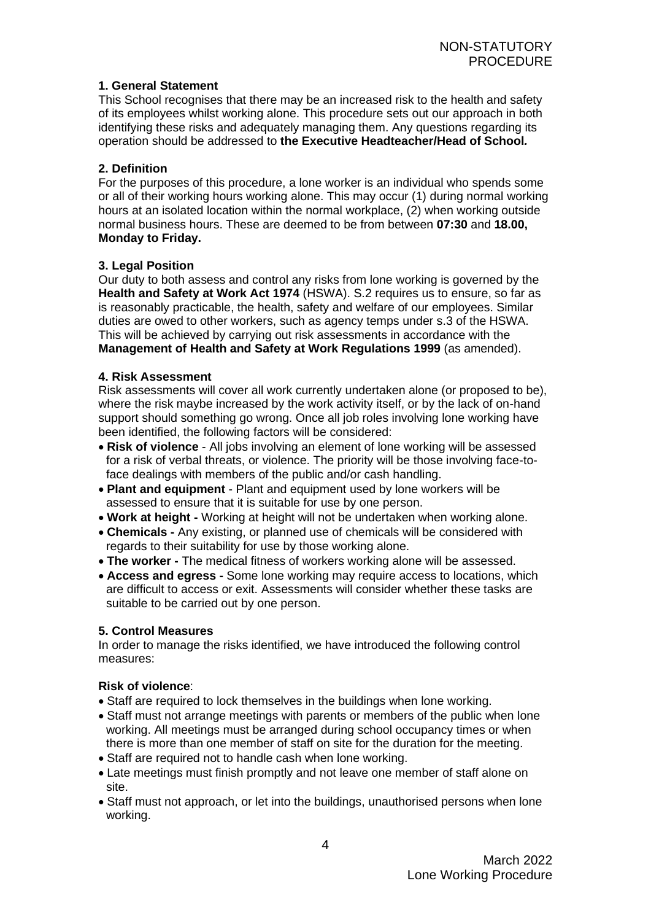NON-STATUTORY PROCEDURE

**1. General Statement**

This School recognises that there may be an increased risk to the health and safety of its employees whilst working alone. This procedure sets out our approach in both identifying these risks and adequately managing them. Any questions regarding its operation should be addressed to **the Executive Headteacher/Head of School.**

**2. Definition**

For the purposes of this procedure, a lone worker is an individual who spends some or all of their working hours working alone. This may occur (1) during normal working hours at an isolated location within the normal workplace, (2) when working outside normal business hours. These are deemed to be from between **07:30** and **18.00, Monday to Friday.**

**3. Legal Position**

Our duty to both assess and control any risks from lone working is governed by the **Health and Safety at Work Act 1974** (HSWA). S.2 requires us to ensure, so far as is reasonably practicable, the health, safety and welfare of our employees. Similar duties are owed to other workers, such as agency temps under s.3 of the HSWA. This will be achieved by carrying out risk assessments in accordance with the **Management of Health and Safety at Work Regulations 1999** (as amended).

**4. Risk Assessment**

Risk assessments will cover all work currently undertaken alone (or proposed to be), where the risk maybe increased by the work activity itself, or by the lack of on-hand support should something go wrong. Once all job roles involving lone working have been identified, the following factors will be considered:

- **Risk of violence** - All jobs involving an element of lone working will be assessed for a risk of verbal threats, or violence. The priority will be those involving face-to-face dealings with members of the public and/or cash handling.
- **Plant and equipment** - Plant and equipment used by lone workers will be assessed to ensure that it is suitable for use by one person.
- **Work at height -** Working at height will not be undertaken when working alone.
- **Chemicals -** Any existing, or planned use of chemicals will be considered with regards to their suitability for use by those working alone.
- **The worker -** The medical fitness of workers working alone will be assessed.
- **Access and egress -** Some lone working may require access to locations, which are difficult to access or exit. Assessments will consider whether these tasks are suitable to be carried out by one person.

**5. Control Measures**

In order to manage the risks identified, we have introduced the following control measures:

**Risk of violence**:

- Staff are required to lock themselves in the buildings when lone working.
- Staff must not arrange meetings with parents or members of the public when lone working. All meetings must be arranged during school occupancy times or when there is more than one member of staff on site for the duration for the meeting.
- Staff are required not to handle cash when lone working.
- Late meetings must finish promptly and not leave one member of staff alone on site.
- Staff must not approach, or let into the buildings, unauthorised persons when lone working.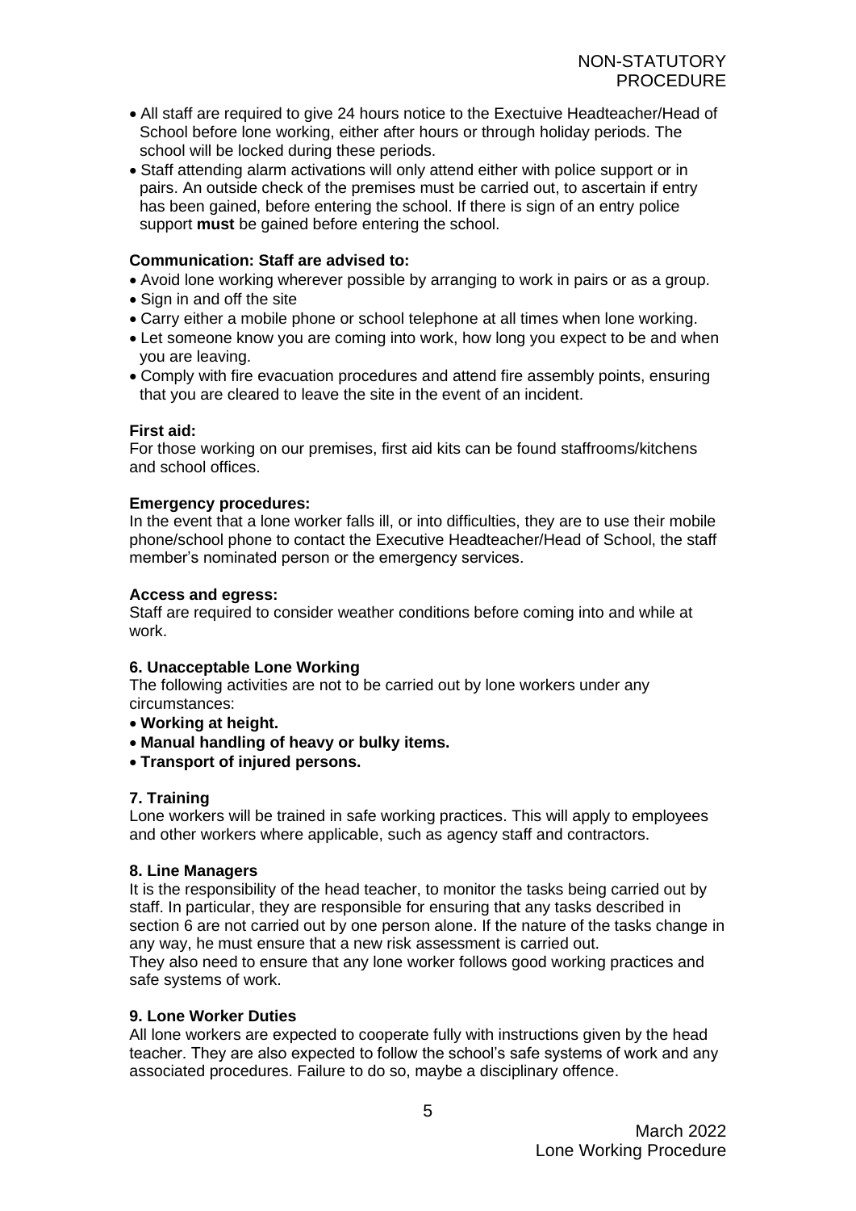- All staff are required to give 24 hours notice to the Exectuive Headteacher/Head of School before lone working, either after hours or through holiday periods. The school will be locked during these periods.
- Staff attending alarm activations will only attend either with police support or in pairs. An outside check of the premises must be carried out, to ascertain if entry has been gained, before entering the school. If there is sign of an entry police support **must** be gained before entering the school.

**Communication: Staff are advised to:**

- Avoid lone working wherever possible by arranging to work in pairs or as a group.
- Sign in and off the site
- Carry either a mobile phone or school telephone at all times when lone working.
- Let someone know you are coming into work, how long you expect to be and when you are leaving.
- Comply with fire evacuation procedures and attend fire assembly points, ensuring that you are cleared to leave the site in the event of an incident.

**First aid:**

For those working on our premises, first aid kits can be found staffrooms/kitchens and school offices.

**Emergency procedures:**

In the event that a lone worker falls ill, or into difficulties, they are to use their mobile phone/school phone to contact the Executive Headteacher/Head of School, the staff member's nominated person or the emergency services.

**Access and egress:**

Staff are required to consider weather conditions before coming into and while at work.

### 6. Unacceptable Lone Working

The following activities are not to be carried out by lone workers under any circumstances:

- **Working at height.**
- **Manual handling of heavy or bulky items.**
- **Transport of injured persons.**

### 7. Training

Lone workers will be trained in safe working practices. This will apply to employees and other workers where applicable, such as agency staff and contractors.

### 8. Line Managers

It is the responsibility of the head teacher, to monitor the tasks being carried out by staff. In particular, they are responsible for ensuring that any tasks described in section 6 are not carried out by one person alone. If the nature of the tasks change in any way, he must ensure that a new risk assessment is carried out.
They also need to ensure that any lone worker follows good working practices and safe systems of work.

### 9. Lone Worker Duties

All lone workers are expected to cooperate fully with instructions given by the head teacher. They are also expected to follow the school's safe systems of work and any associated procedures. Failure to do so, maybe a disciplinary offence.